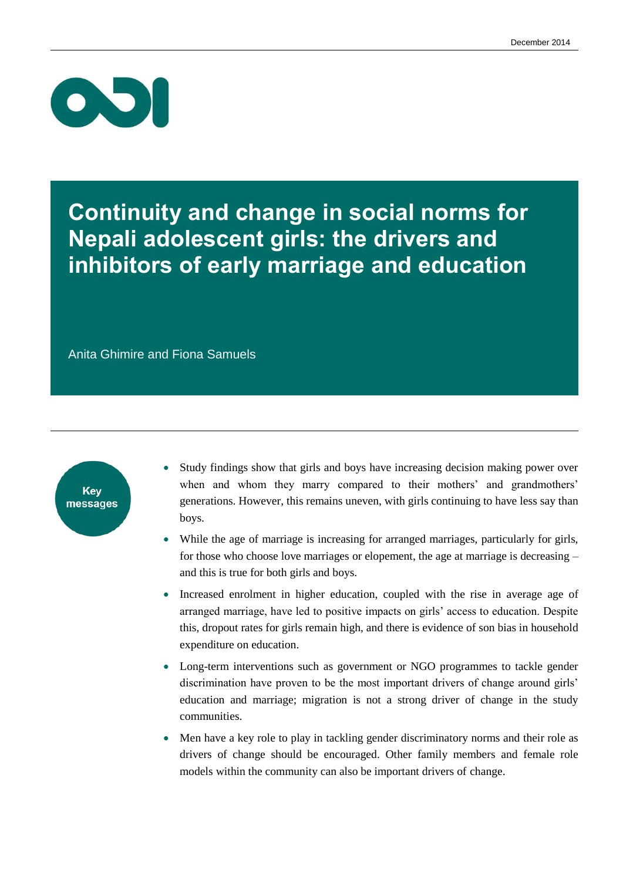December 2014

# Continuity and change in social norms for Nepali adolescent girls: the drivers and inhibitors of early marriage and education

Anita Ghimire and Fiona Samuels

**Key messages**

- Study findings show that girls and boys have increasing decision making power over when and whom they marry compared to their mothers' and grandmothers' generations. However, this remains uneven, with girls continuing to have less say than boys.
- While the age of marriage is increasing for arranged marriages, particularly for girls, for those who choose love marriages or elopement, the age at marriage is decreasing – and this is true for both girls and boys.
- Increased enrolment in higher education, coupled with the rise in average age of arranged marriage, have led to positive impacts on girls' access to education. Despite this, dropout rates for girls remain high, and there is evidence of son bias in household expenditure on education.
- Long-term interventions such as government or NGO programmes to tackle gender discrimination have proven to be the most important drivers of change around girls' education and marriage; migration is not a strong driver of change in the study communities.
- Men have a key role to play in tackling gender discriminatory norms and their role as drivers of change should be encouraged. Other family members and female role models within the community can also be important drivers of change.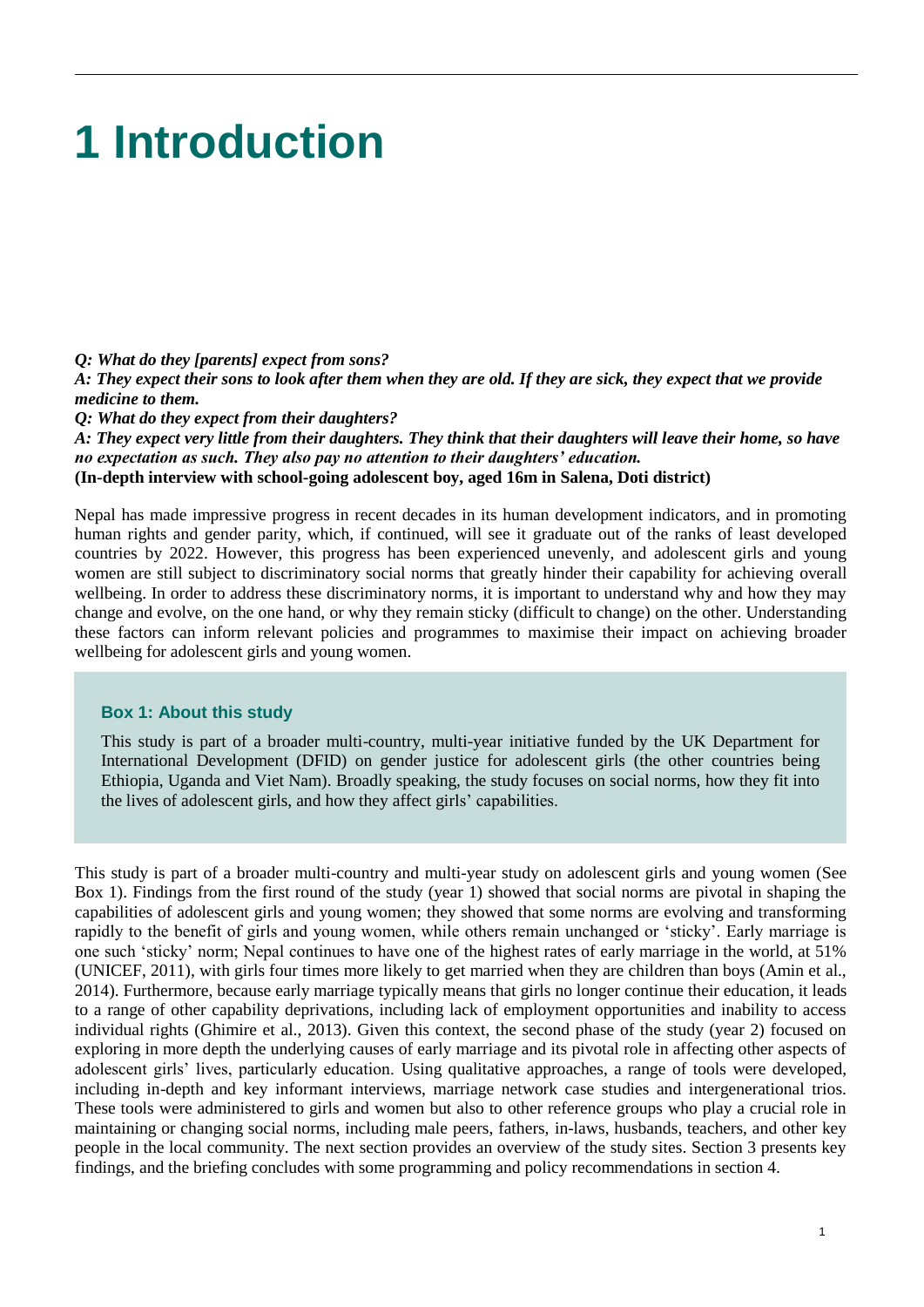# 1 Introduction

***Q: What do they [parents] expect from sons?***
***A: They expect their sons to look after them when they are old. If they are sick, they expect that we provide medicine to them.***
***Q: What do they expect from their daughters?***
***A: They expect very little from their daughters. They think that their daughters will leave their home, so have no expectation as such. They also pay no attention to their daughters' education.***
**(In-depth interview with school-going adolescent boy, aged 16m in Salena, Doti district)**

Nepal has made impressive progress in recent decades in its human development indicators, and in promoting human rights and gender parity, which, if continued, will see it graduate out of the ranks of least developed countries by 2022. However, this progress has been experienced unevenly, and adolescent girls and young women are still subject to discriminatory social norms that greatly hinder their capability for achieving overall wellbeing. In order to address these discriminatory norms, it is important to understand why and how they may change and evolve, on the one hand, or why they remain sticky (difficult to change) on the other. Understanding these factors can inform relevant policies and programmes to maximise their impact on achieving broader wellbeing for adolescent girls and young women.

> **Box 1: About this study**
>
> This study is part of a broader multi-country, multi-year initiative funded by the UK Department for International Development (DFID) on gender justice for adolescent girls (the other countries being Ethiopia, Uganda and Viet Nam). Broadly speaking, the study focuses on social norms, how they fit into the lives of adolescent girls, and how they affect girls' capabilities.

This study is part of a broader multi-country and multi-year study on adolescent girls and young women (See Box 1). Findings from the first round of the study (year 1) showed that social norms are pivotal in shaping the capabilities of adolescent girls and young women; they showed that some norms are evolving and transforming rapidly to the benefit of girls and young women, while others remain unchanged or 'sticky'. Early marriage is one such 'sticky' norm; Nepal continues to have one of the highest rates of early marriage in the world, at 51% (UNICEF, 2011), with girls four times more likely to get married when they are children than boys (Amin et al., 2014). Furthermore, because early marriage typically means that girls no longer continue their education, it leads to a range of other capability deprivations, including lack of employment opportunities and inability to access individual rights (Ghimire et al., 2013). Given this context, the second phase of the study (year 2) focused on exploring in more depth the underlying causes of early marriage and its pivotal role in affecting other aspects of adolescent girls' lives, particularly education. Using qualitative approaches, a range of tools were developed, including in-depth and key informant interviews, marriage network case studies and intergenerational trios. These tools were administered to girls and women but also to other reference groups who play a crucial role in maintaining or changing social norms, including male peers, fathers, in-laws, husbands, teachers, and other key people in the local community. The next section provides an overview of the study sites. Section 3 presents key findings, and the briefing concludes with some programming and policy recommendations in section 4.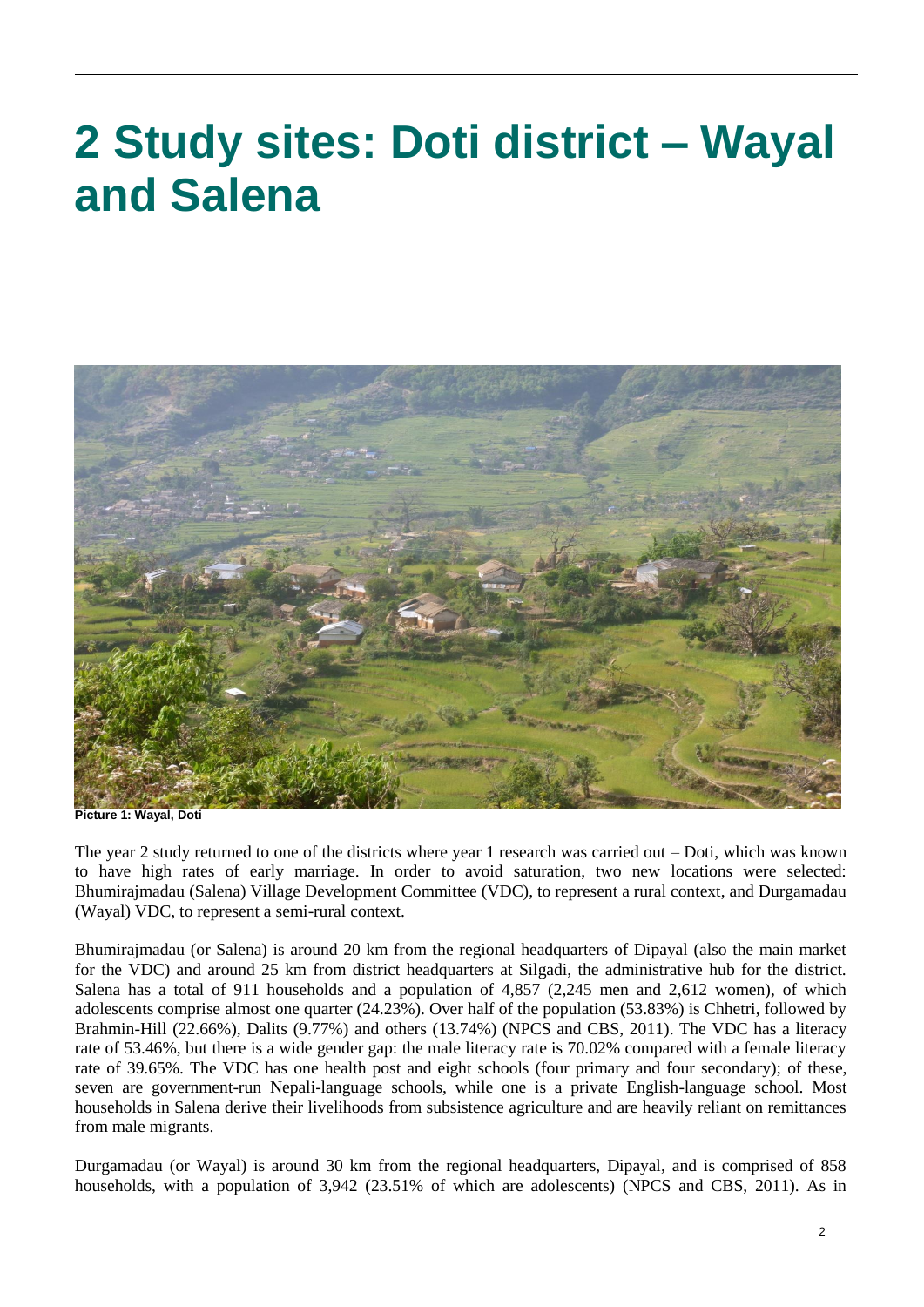# 2 Study sites: Doti district – Wayal and Salena

Picture 1: Wayal, Doti

The year 2 study returned to one of the districts where year 1 research was carried out – Doti, which was known to have high rates of early marriage. In order to avoid saturation, two new locations were selected: Bhumirajmadau (Salena) Village Development Committee (VDC), to represent a rural context, and Durgamadau (Wayal) VDC, to represent a semi-rural context.

Bhumirajmadau (or Salena) is around 20 km from the regional headquarters of Dipayal (also the main market for the VDC) and around 25 km from district headquarters at Silgadi, the administrative hub for the district. Salena has a total of 911 households and a population of 4,857 (2,245 men and 2,612 women), of which adolescents comprise almost one quarter (24.23%). Over half of the population (53.83%) is Chhetri, followed by Brahmin-Hill (22.66%), Dalits (9.77%) and others (13.74%) (NPCS and CBS, 2011). The VDC has a literacy rate of 53.46%, but there is a wide gender gap: the male literacy rate is 70.02% compared with a female literacy rate of 39.65%. The VDC has one health post and eight schools (four primary and four secondary); of these, seven are government-run Nepali-language schools, while one is a private English-language school. Most households in Salena derive their livelihoods from subsistence agriculture and are heavily reliant on remittances from male migrants.

Durgamadau (or Wayal) is around 30 km from the regional headquarters, Dipayal, and is comprised of 858 households, with a population of 3,942 (23.51% of which are adolescents) (NPCS and CBS, 2011). As in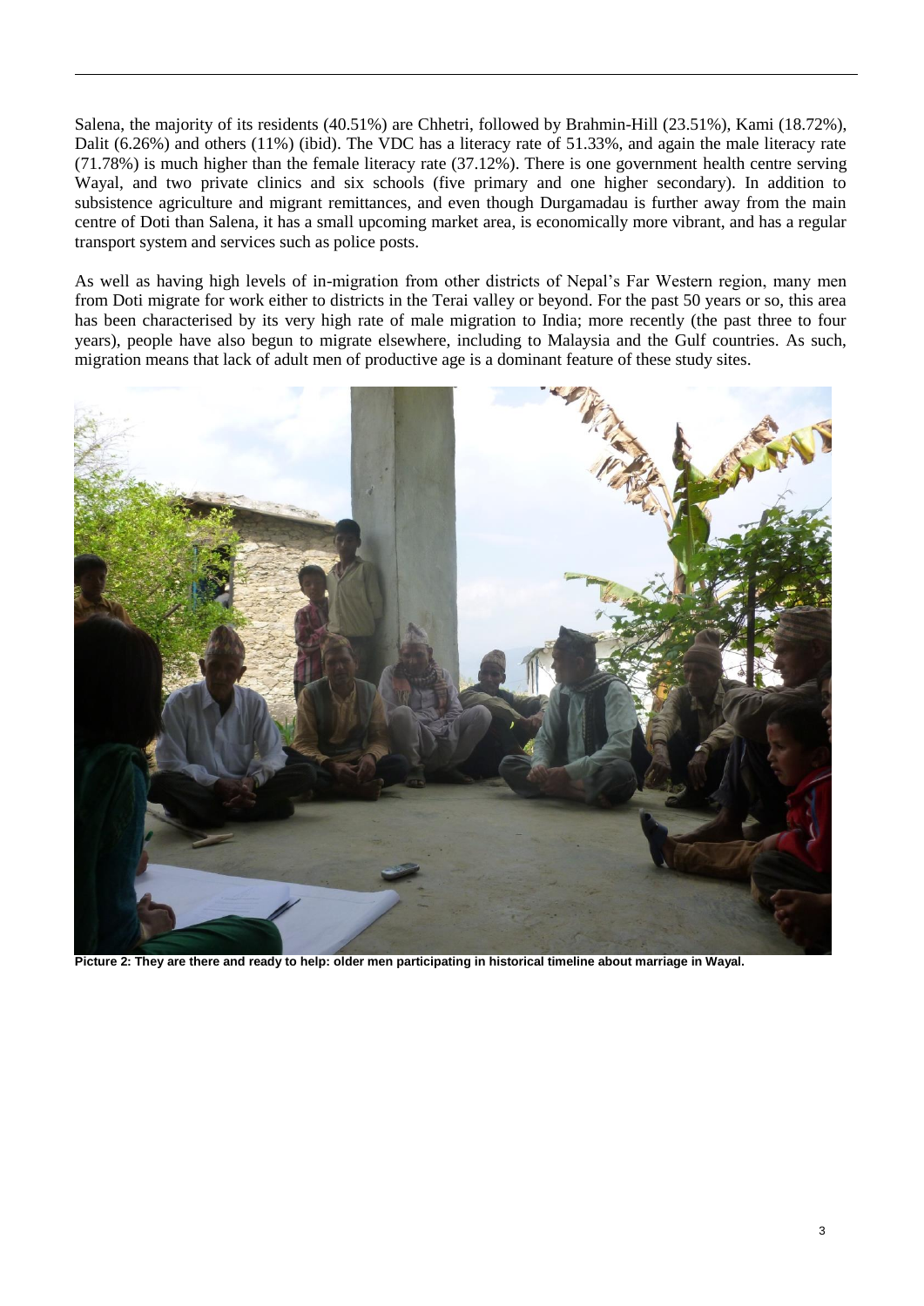Salena, the majority of its residents (40.51%) are Chhetri, followed by Brahmin-Hill (23.51%), Kami (18.72%), Dalit (6.26%) and others (11%) (ibid). The VDC has a literacy rate of 51.33%, and again the male literacy rate (71.78%) is much higher than the female literacy rate (37.12%). There is one government health centre serving Wayal, and two private clinics and six schools (five primary and one higher secondary). In addition to subsistence agriculture and migrant remittances, and even though Durgamadau is further away from the main centre of Doti than Salena, it has a small upcoming market area, is economically more vibrant, and has a regular transport system and services such as police posts.

As well as having high levels of in-migration from other districts of Nepal's Far Western region, many men from Doti migrate for work either to districts in the Terai valley or beyond. For the past 50 years or so, this area has been characterised by its very high rate of male migration to India; more recently (the past three to four years), people have also begun to migrate elsewhere, including to Malaysia and the Gulf countries. As such, migration means that lack of adult men of productive age is a dominant feature of these study sites.

**Picture 2: They are there and ready to help: older men participating in historical timeline about marriage in Wayal.**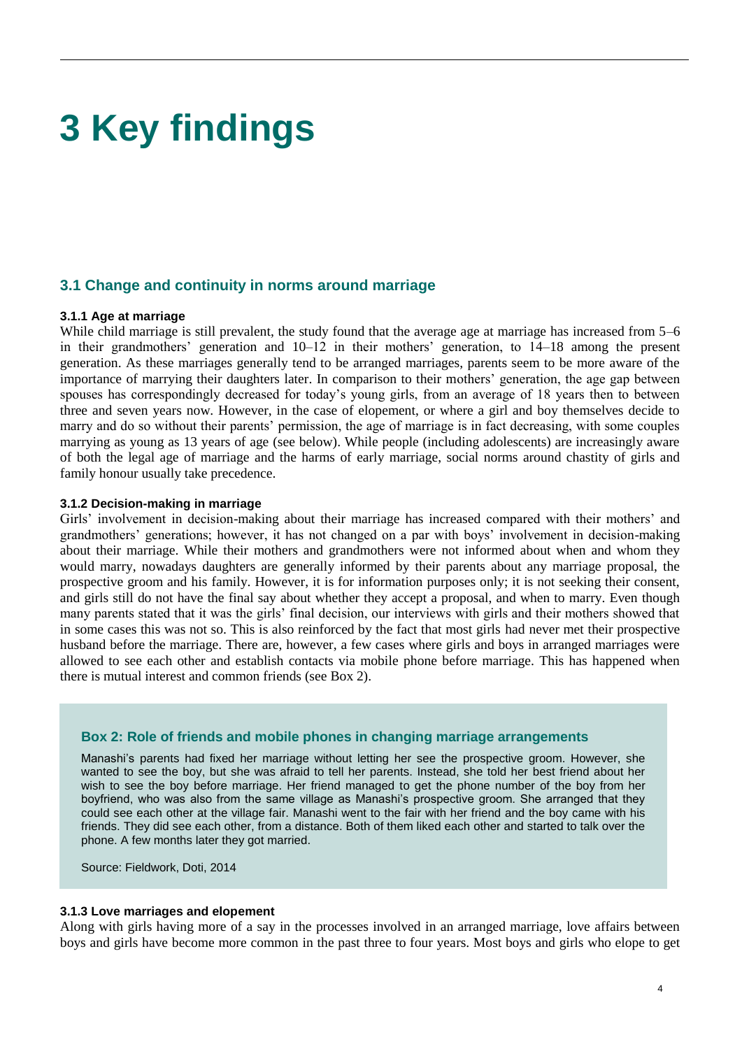# 3 Key findings

## 3.1 Change and continuity in norms around marriage

#### 3.1.1 Age at marriage

While child marriage is still prevalent, the study found that the average age at marriage has increased from 5–6 in their grandmothers' generation and 10–12 in their mothers' generation, to 14–18 among the present generation. As these marriages generally tend to be arranged marriages, parents seem to be more aware of the importance of marrying their daughters later. In comparison to their mothers' generation, the age gap between spouses has correspondingly decreased for today's young girls, from an average of 18 years then to between three and seven years now. However, in the case of elopement, or where a girl and boy themselves decide to marry and do so without their parents' permission, the age of marriage is in fact decreasing, with some couples marrying as young as 13 years of age (see below). While people (including adolescents) are increasingly aware of both the legal age of marriage and the harms of early marriage, social norms around chastity of girls and family honour usually take precedence.

#### 3.1.2 Decision-making in marriage

Girls' involvement in decision-making about their marriage has increased compared with their mothers' and grandmothers' generations; however, it has not changed on a par with boys' involvement in decision-making about their marriage. While their mothers and grandmothers were not informed about when and whom they would marry, nowadays daughters are generally informed by their parents about any marriage proposal, the prospective groom and his family. However, it is for information purposes only; it is not seeking their consent, and girls still do not have the final say about whether they accept a proposal, and when to marry. Even though many parents stated that it was the girls' final decision, our interviews with girls and their mothers showed that in some cases this was not so. This is also reinforced by the fact that most girls had never met their prospective husband before the marriage. There are, however, a few cases where girls and boys in arranged marriages were allowed to see each other and establish contacts via mobile phone before marriage. This has happened when there is mutual interest and common friends (see Box 2).

> **Box 2: Role of friends and mobile phones in changing marriage arrangements**
>
> Manashi's parents had fixed her marriage without letting her see the prospective groom. However, she wanted to see the boy, but she was afraid to tell her parents. Instead, she told her best friend about her wish to see the boy before marriage. Her friend managed to get the phone number of the boy from her boyfriend, who was also from the same village as Manashi's prospective groom. She arranged that they could see each other at the village fair. Manashi went to the fair with her friend and the boy came with his friends. They did see each other, from a distance. Both of them liked each other and started to talk over the phone. A few months later they got married.
>
> Source: Fieldwork, Doti, 2014

#### 3.1.3 Love marriages and elopement

Along with girls having more of a say in the processes involved in an arranged marriage, love affairs between boys and girls have become more common in the past three to four years. Most boys and girls who elope to get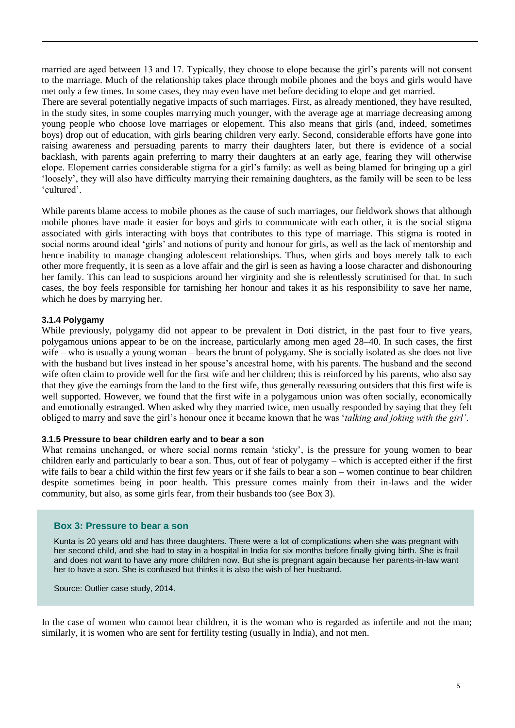married are aged between 13 and 17. Typically, they choose to elope because the girl's parents will not consent to the marriage. Much of the relationship takes place through mobile phones and the boys and girls would have met only a few times. In some cases, they may even have met before deciding to elope and get married.

There are several potentially negative impacts of such marriages. First, as already mentioned, they have resulted, in the study sites, in some couples marrying much younger, with the average age at marriage decreasing among young people who choose love marriages or elopement. This also means that girls (and, indeed, sometimes boys) drop out of education, with girls bearing children very early. Second, considerable efforts have gone into raising awareness and persuading parents to marry their daughters later, but there is evidence of a social backlash, with parents again preferring to marry their daughters at an early age, fearing they will otherwise elope. Elopement carries considerable stigma for a girl's family: as well as being blamed for bringing up a girl 'loosely', they will also have difficulty marrying their remaining daughters, as the family will be seen to be less 'cultured'.

While parents blame access to mobile phones as the cause of such marriages, our fieldwork shows that although mobile phones have made it easier for boys and girls to communicate with each other, it is the social stigma associated with girls interacting with boys that contributes to this type of marriage. This stigma is rooted in social norms around ideal 'girls' and notions of purity and honour for girls, as well as the lack of mentorship and hence inability to manage changing adolescent relationships. Thus, when girls and boys merely talk to each other more frequently, it is seen as a love affair and the girl is seen as having a loose character and dishonouring her family. This can lead to suspicions around her virginity and she is relentlessly scrutinised for that. In such cases, the boy feels responsible for tarnishing her honour and takes it as his responsibility to save her name, which he does by marrying her.

#### 3.1.4 Polygamy

While previously, polygamy did not appear to be prevalent in Doti district, in the past four to five years, polygamous unions appear to be on the increase, particularly among men aged 28–40. In such cases, the first wife – who is usually a young woman – bears the brunt of polygamy. She is socially isolated as she does not live with the husband but lives instead in her spouse's ancestral home, with his parents. The husband and the second wife often claim to provide well for the first wife and her children; this is reinforced by his parents, who also say that they give the earnings from the land to the first wife, thus generally reassuring outsiders that this first wife is well supported. However, we found that the first wife in a polygamous union was often socially, economically and emotionally estranged. When asked why they married twice, men usually responded by saying that they felt obliged to marry and save the girl's honour once it became known that he was '*talking and joking with the girl'*.

#### 3.1.5 Pressure to bear children early and to bear a son

What remains unchanged, or where social norms remain 'sticky', is the pressure for young women to bear children early and particularly to bear a son. Thus, out of fear of polygamy – which is accepted either if the first wife fails to bear a child within the first few years or if she fails to bear a son – women continue to bear children despite sometimes being in poor health. This pressure comes mainly from their in-laws and the wider community, but also, as some girls fear, from their husbands too (see Box 3).

> **Box 3: Pressure to bear a son**
>
> Kunta is 20 years old and has three daughters. There were a lot of complications when she was pregnant with her second child, and she had to stay in a hospital in India for six months before finally giving birth. She is frail and does not want to have any more children now. But she is pregnant again because her parents-in-law want her to have a son. She is confused but thinks it is also the wish of her husband.
>
> Source: Outlier case study, 2014.

In the case of women who cannot bear children, it is the woman who is regarded as infertile and not the man; similarly, it is women who are sent for fertility testing (usually in India), and not men.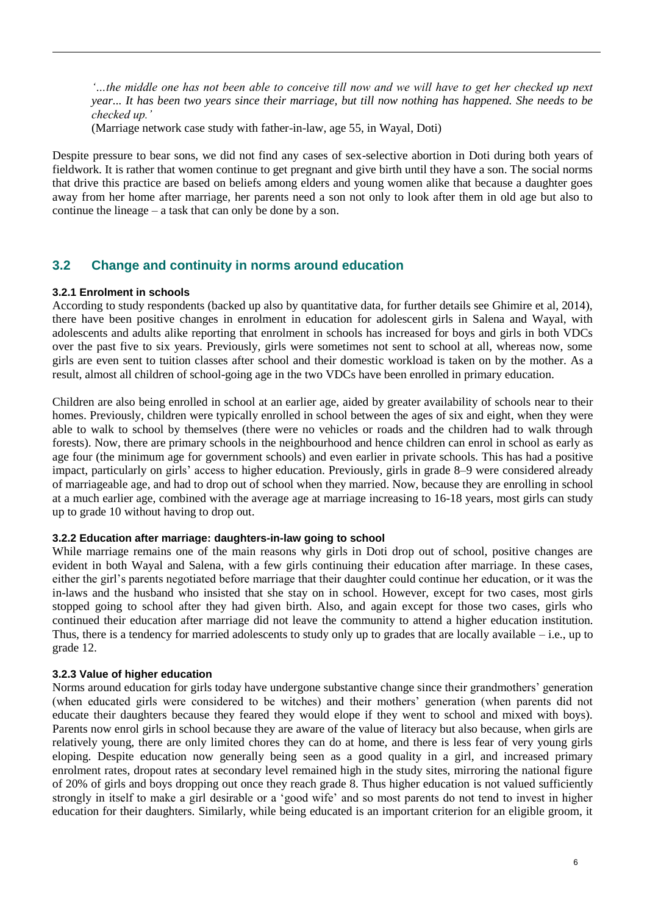*'…the middle one has not been able to conceive till now and we will have to get her checked up next year... It has been two years since their marriage, but till now nothing has happened. She needs to be checked up.'*

(Marriage network case study with father-in-law, age 55, in Wayal, Doti)

Despite pressure to bear sons, we did not find any cases of sex-selective abortion in Doti during both years of fieldwork. It is rather that women continue to get pregnant and give birth until they have a son. The social norms that drive this practice are based on beliefs among elders and young women alike that because a daughter goes away from her home after marriage, her parents need a son not only to look after them in old age but also to continue the lineage – a task that can only be done by a son.

## 3.2 Change and continuity in norms around education

### 3.2.1 Enrolment in schools

According to study respondents (backed up also by quantitative data, for further details see Ghimire et al, 2014), there have been positive changes in enrolment in education for adolescent girls in Salena and Wayal, with adolescents and adults alike reporting that enrolment in schools has increased for boys and girls in both VDCs over the past five to six years. Previously, girls were sometimes not sent to school at all, whereas now, some girls are even sent to tuition classes after school and their domestic workload is taken on by the mother. As a result, almost all children of school-going age in the two VDCs have been enrolled in primary education.

Children are also being enrolled in school at an earlier age, aided by greater availability of schools near to their homes. Previously, children were typically enrolled in school between the ages of six and eight, when they were able to walk to school by themselves (there were no vehicles or roads and the children had to walk through forests). Now, there are primary schools in the neighbourhood and hence children can enrol in school as early as age four (the minimum age for government schools) and even earlier in private schools. This has had a positive impact, particularly on girls' access to higher education. Previously, girls in grade 8–9 were considered already of marriageable age, and had to drop out of school when they married. Now, because they are enrolling in school at a much earlier age, combined with the average age at marriage increasing to 16-18 years, most girls can study up to grade 10 without having to drop out.

### 3.2.2 Education after marriage: daughters-in-law going to school

While marriage remains one of the main reasons why girls in Doti drop out of school, positive changes are evident in both Wayal and Salena, with a few girls continuing their education after marriage. In these cases, either the girl's parents negotiated before marriage that their daughter could continue her education, or it was the in-laws and the husband who insisted that she stay on in school. However, except for two cases, most girls stopped going to school after they had given birth. Also, and again except for those two cases, girls who continued their education after marriage did not leave the community to attend a higher education institution. Thus, there is a tendency for married adolescents to study only up to grades that are locally available – i.e., up to grade 12.

### 3.2.3 Value of higher education

Norms around education for girls today have undergone substantive change since their grandmothers' generation (when educated girls were considered to be witches) and their mothers' generation (when parents did not educate their daughters because they feared they would elope if they went to school and mixed with boys). Parents now enrol girls in school because they are aware of the value of literacy but also because, when girls are relatively young, there are only limited chores they can do at home, and there is less fear of very young girls eloping. Despite education now generally being seen as a good quality in a girl, and increased primary enrolment rates, dropout rates at secondary level remained high in the study sites, mirroring the national figure of 20% of girls and boys dropping out once they reach grade 8. Thus higher education is not valued sufficiently strongly in itself to make a girl desirable or a 'good wife' and so most parents do not tend to invest in higher education for their daughters. Similarly, while being educated is an important criterion for an eligible groom, it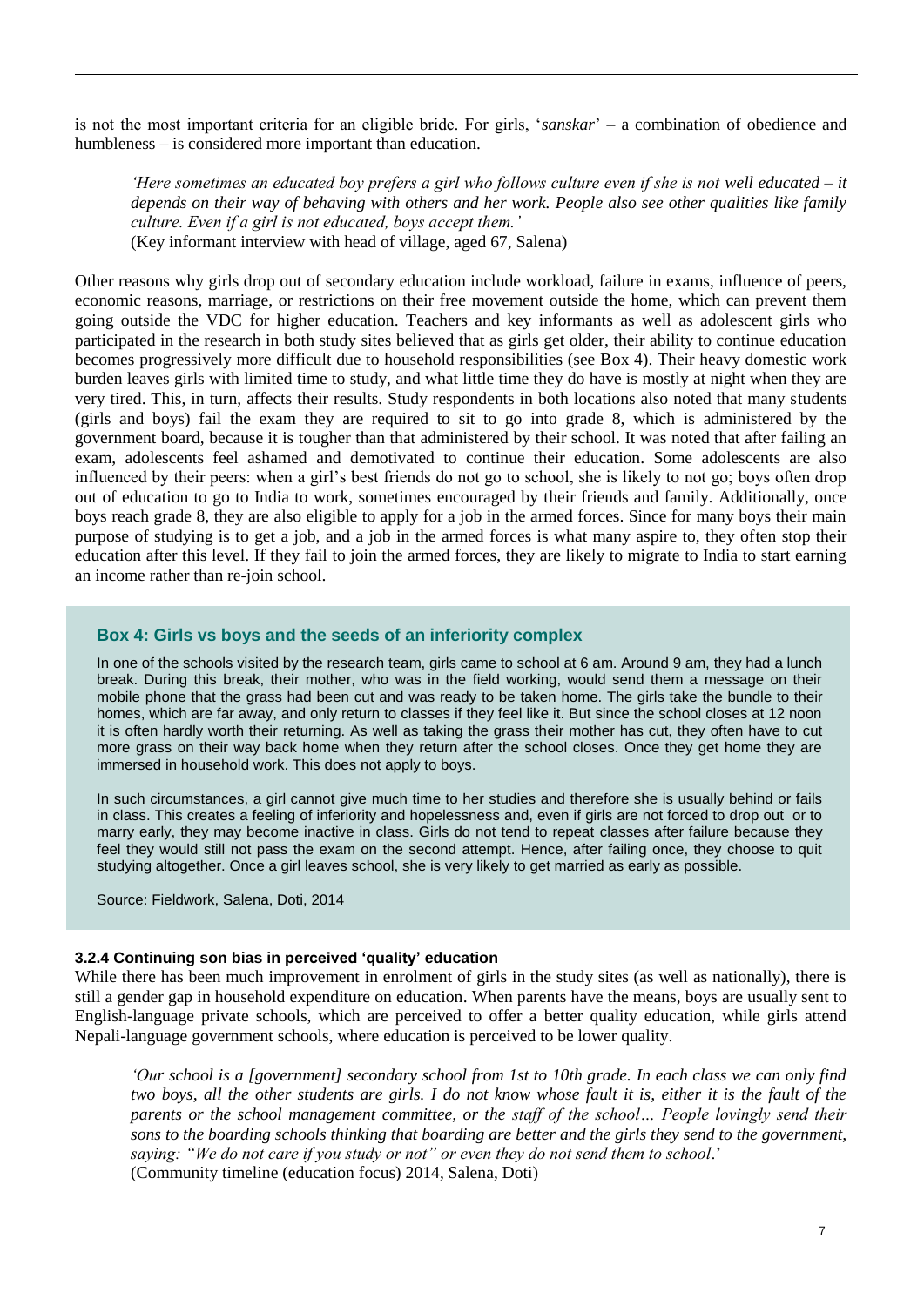is not the most important criteria for an eligible bride. For girls, '*sanskar*' – a combination of obedience and humbleness – is considered more important than education.

> *'Here sometimes an educated boy prefers a girl who follows culture even if she is not well educated – it depends on their way of behaving with others and her work. People also see other qualities like family culture. Even if a girl is not educated, boys accept them.'*
> (Key informant interview with head of village, aged 67, Salena)

Other reasons why girls drop out of secondary education include workload, failure in exams, influence of peers, economic reasons, marriage, or restrictions on their free movement outside the home, which can prevent them going outside the VDC for higher education. Teachers and key informants as well as adolescent girls who participated in the research in both study sites believed that as girls get older, their ability to continue education becomes progressively more difficult due to household responsibilities (see Box 4). Their heavy domestic work burden leaves girls with limited time to study, and what little time they do have is mostly at night when they are very tired. This, in turn, affects their results. Study respondents in both locations also noted that many students (girls and boys) fail the exam they are required to sit to go into grade 8, which is administered by the government board, because it is tougher than that administered by their school. It was noted that after failing an exam, adolescents feel ashamed and demotivated to continue their education. Some adolescents are also influenced by their peers: when a girl's best friends do not go to school, she is likely to not go; boys often drop out of education to go to India to work, sometimes encouraged by their friends and family. Additionally, once boys reach grade 8, they are also eligible to apply for a job in the armed forces. Since for many boys their main purpose of studying is to get a job, and a job in the armed forces is what many aspire to, they often stop their education after this level. If they fail to join the armed forces, they are likely to migrate to India to start earning an income rather than re-join school.

**Box 4: Girls vs boys and the seeds of an inferiority complex**

In one of the schools visited by the research team, girls came to school at 6 am. Around 9 am, they had a lunch break. During this break, their mother, who was in the field working, would send them a message on their mobile phone that the grass had been cut and was ready to be taken home. The girls take the bundle to their homes, which are far away, and only return to classes if they feel like it. But since the school closes at 12 noon it is often hardly worth their returning. As well as taking the grass their mother has cut, they often have to cut more grass on their way back home when they return after the school closes. Once they get home they are immersed in household work. This does not apply to boys.

In such circumstances, a girl cannot give much time to her studies and therefore she is usually behind or fails in class. This creates a feeling of inferiority and hopelessness and, even if girls are not forced to drop out or to marry early, they may become inactive in class. Girls do not tend to repeat classes after failure because they feel they would still not pass the exam on the second attempt. Hence, after failing once, they choose to quit studying altogether. Once a girl leaves school, she is very likely to get married as early as possible.

Source: Fieldwork, Salena, Doti, 2014

#### 3.2.4 Continuing son bias in perceived 'quality' education

While there has been much improvement in enrolment of girls in the study sites (as well as nationally), there is still a gender gap in household expenditure on education. When parents have the means, boys are usually sent to English-language private schools, which are perceived to offer a better quality education, while girls attend Nepali-language government schools, where education is perceived to be lower quality.

> *'Our school is a [government] secondary school from 1st to 10th grade. In each class we can only find two boys, all the other students are girls. I do not know whose fault it is, either it is the fault of the parents or the school management committee, or the staff of the school… People lovingly send their sons to the boarding schools thinking that boarding are better and the girls they send to the government, saying: "We do not care if you study or not" or even they do not send them to school*.'
> (Community timeline (education focus) 2014, Salena, Doti)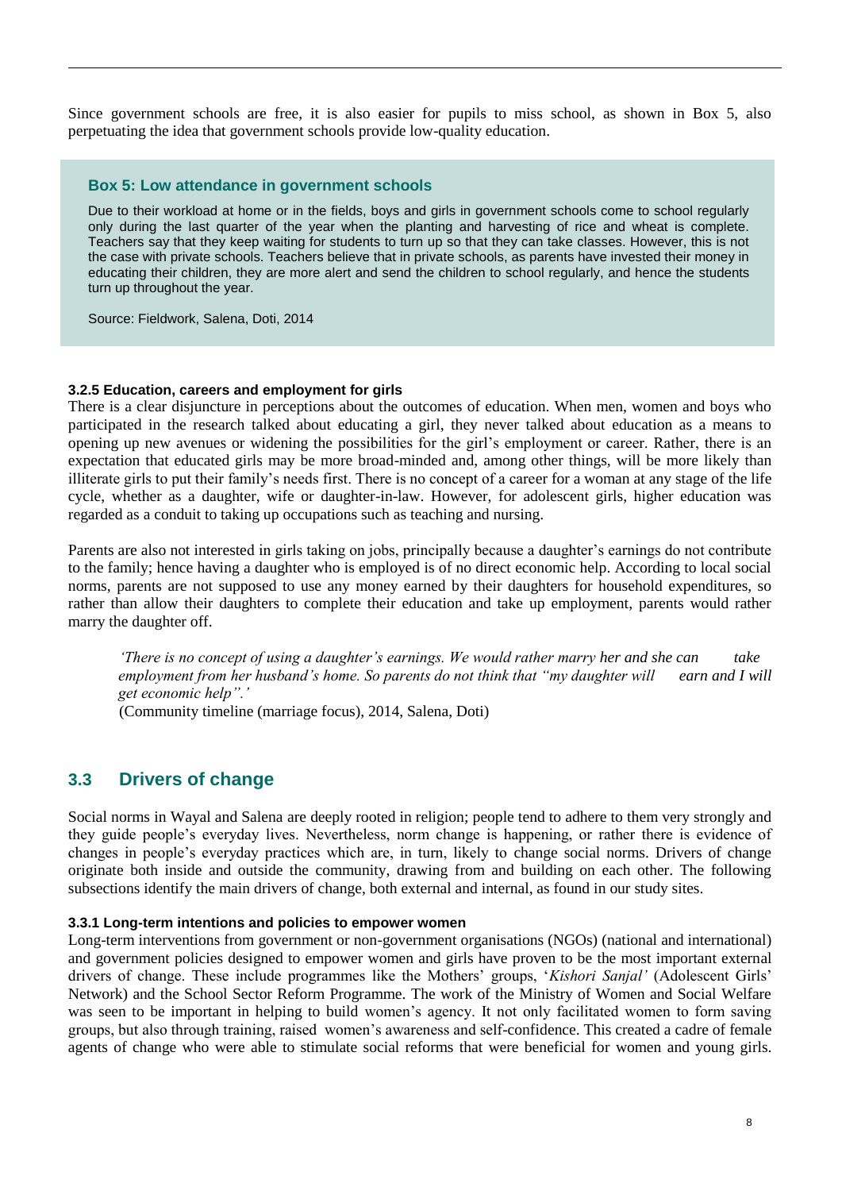Since government schools are free, it is also easier for pupils to miss school, as shown in Box 5, also perpetuating the idea that government schools provide low-quality education.

> **Box 5: Low attendance in government schools**
>
> Due to their workload at home or in the fields, boys and girls in government schools come to school regularly only during the last quarter of the year when the planting and harvesting of rice and wheat is complete. Teachers say that they keep waiting for students to turn up so that they can take classes. However, this is not the case with private schools. Teachers believe that in private schools, as parents have invested their money in educating their children, they are more alert and send the children to school regularly, and hence the students turn up throughout the year.
>
> Source: Fieldwork, Salena, Doti, 2014

#### 3.2.5 Education, careers and employment for girls

There is a clear disjuncture in perceptions about the outcomes of education. When men, women and boys who participated in the research talked about educating a girl, they never talked about education as a means to opening up new avenues or widening the possibilities for the girl's employment or career. Rather, there is an expectation that educated girls may be more broad-minded and, among other things, will be more likely than illiterate girls to put their family's needs first. There is no concept of a career for a woman at any stage of the life cycle, whether as a daughter, wife or daughter-in-law. However, for adolescent girls, higher education was regarded as a conduit to taking up occupations such as teaching and nursing.

Parents are also not interested in girls taking on jobs, principally because a daughter's earnings do not contribute to the family; hence having a daughter who is employed is of no direct economic help. According to local social norms, parents are not supposed to use any money earned by their daughters for household expenditures, so rather than allow their daughters to complete their education and take up employment, parents would rather marry the daughter off.

> *'There is no concept of using a daughter's earnings. We would rather marry her and she can take employment from her husband's home. So parents do not think that "my daughter will earn and I will get economic help".'*
>
> (Community timeline (marriage focus), 2014, Salena, Doti)

## 3.3 Drivers of change

Social norms in Wayal and Salena are deeply rooted in religion; people tend to adhere to them very strongly and they guide people's everyday lives. Nevertheless, norm change is happening, or rather there is evidence of changes in people's everyday practices which are, in turn, likely to change social norms. Drivers of change originate both inside and outside the community, drawing from and building on each other. The following subsections identify the main drivers of change, both external and internal, as found in our study sites.

#### 3.3.1 Long-term intentions and policies to empower women

Long-term interventions from government or non-government organisations (NGOs) (national and international) and government policies designed to empower women and girls have proven to be the most important external drivers of change. These include programmes like the Mothers' groups, '*Kishori Sanjal'* (Adolescent Girls' Network) and the School Sector Reform Programme. The work of the Ministry of Women and Social Welfare was seen to be important in helping to build women's agency. It not only facilitated women to form saving groups, but also through training, raised women's awareness and self-confidence. This created a cadre of female agents of change who were able to stimulate social reforms that were beneficial for women and young girls.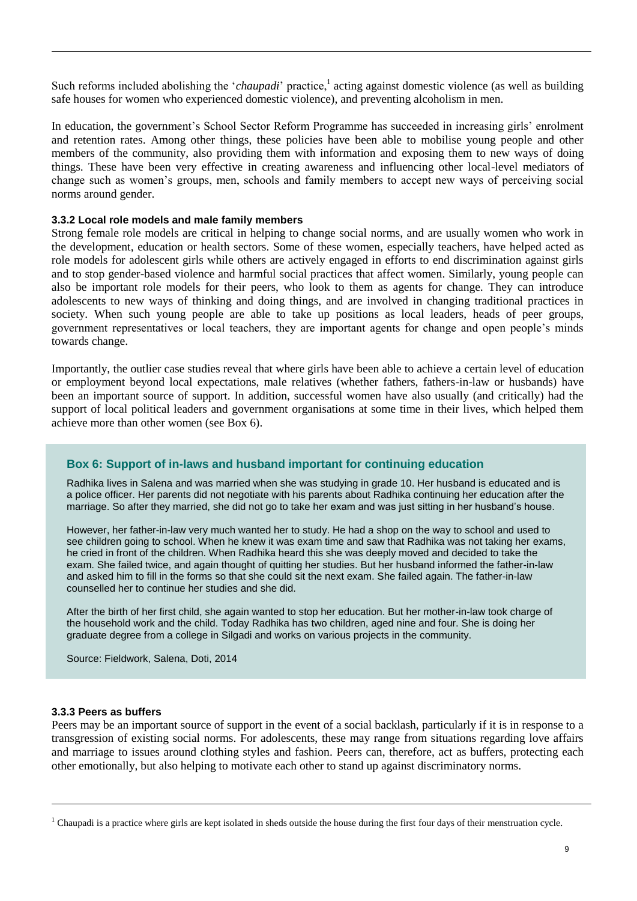Such reforms included abolishing the '*chaupadi*' practice,[1] acting against domestic violence (as well as building safe houses for women who experienced domestic violence), and preventing alcoholism in men.

In education, the government's School Sector Reform Programme has succeeded in increasing girls' enrolment and retention rates. Among other things, these policies have been able to mobilise young people and other members of the community, also providing them with information and exposing them to new ways of doing things. These have been very effective in creating awareness and influencing other local-level mediators of change such as women's groups, men, schools and family members to accept new ways of perceiving social norms around gender.

#### 3.3.2 Local role models and male family members

Strong female role models are critical in helping to change social norms, and are usually women who work in the development, education or health sectors. Some of these women, especially teachers, have helped acted as role models for adolescent girls while others are actively engaged in efforts to end discrimination against girls and to stop gender-based violence and harmful social practices that affect women. Similarly, young people can also be important role models for their peers, who look to them as agents for change. They can introduce adolescents to new ways of thinking and doing things, and are involved in changing traditional practices in society. When such young people are able to take up positions as local leaders, heads of peer groups, government representatives or local teachers, they are important agents for change and open people's minds towards change.

Importantly, the outlier case studies reveal that where girls have been able to achieve a certain level of education or employment beyond local expectations, male relatives (whether fathers, fathers-in-law or husbands) have been an important source of support. In addition, successful women have also usually (and critically) had the support of local political leaders and government organisations at some time in their lives, which helped them achieve more than other women (see Box 6).

> **Box 6: Support of in-laws and husband important for continuing education**
>
> Radhika lives in Salena and was married when she was studying in grade 10. Her husband is educated and is a police officer. Her parents did not negotiate with his parents about Radhika continuing her education after the marriage. So after they married, she did not go to take her exam and was just sitting in her husband's house.
>
> However, her father-in-law very much wanted her to study. He had a shop on the way to school and used to see children going to school. When he knew it was exam time and saw that Radhika was not taking her exams, he cried in front of the children. When Radhika heard this she was deeply moved and decided to take the exam. She failed twice, and again thought of quitting her studies. But her husband informed the father-in-law and asked him to fill in the forms so that she could sit the next exam. She failed again. The father-in-law counselled her to continue her studies and she did.
>
> After the birth of her first child, she again wanted to stop her education. But her mother-in-law took charge of the household work and the child. Today Radhika has two children, aged nine and four. She is doing her graduate degree from a college in Silgadi and works on various projects in the community.
>
> Source: Fieldwork, Salena, Doti, 2014

#### 3.3.3 Peers as buffers

Peers may be an important source of support in the event of a social backlash, particularly if it is in response to a transgression of existing social norms. For adolescents, these may range from situations regarding love affairs and marriage to issues around clothing styles and fashion. Peers can, therefore, act as buffers, protecting each other emotionally, but also helping to motivate each other to stand up against discriminatory norms.

---

[1] Chaupadi is a practice where girls are kept isolated in sheds outside the house during the first four days of their menstruation cycle.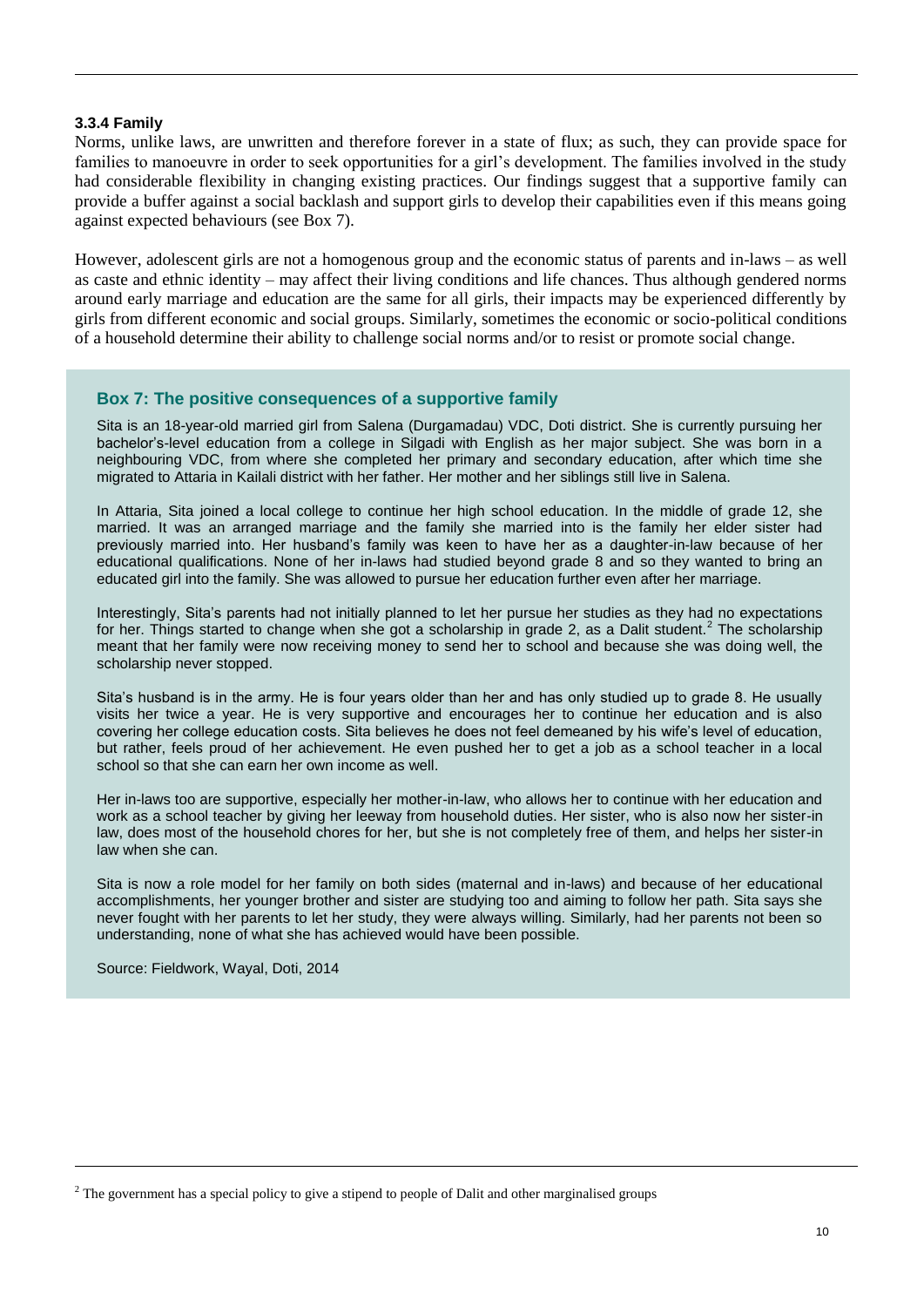### 3.3.4 Family

Norms, unlike laws, are unwritten and therefore forever in a state of flux; as such, they can provide space for families to manoeuvre in order to seek opportunities for a girl's development. The families involved in the study had considerable flexibility in changing existing practices. Our findings suggest that a supportive family can provide a buffer against a social backlash and support girls to develop their capabilities even if this means going against expected behaviours (see Box 7).

However, adolescent girls are not a homogenous group and the economic status of parents and in-laws – as well as caste and ethnic identity – may affect their living conditions and life chances. Thus although gendered norms around early marriage and education are the same for all girls, their impacts may be experienced differently by girls from different economic and social groups. Similarly, sometimes the economic or socio-political conditions of a household determine their ability to challenge social norms and/or to resist or promote social change.

#### Box 7: The positive consequences of a supportive family

Sita is an 18-year-old married girl from Salena (Durgamadau) VDC, Doti district. She is currently pursuing her bachelor's-level education from a college in Silgadi with English as her major subject. She was born in a neighbouring VDC, from where she completed her primary and secondary education, after which time she migrated to Attaria in Kailali district with her father. Her mother and her siblings still live in Salena.

In Attaria, Sita joined a local college to continue her high school education. In the middle of grade 12, she married. It was an arranged marriage and the family she married into is the family her elder sister had previously married into. Her husband's family was keen to have her as a daughter-in-law because of her educational qualifications. None of her in-laws had studied beyond grade 8 and so they wanted to bring an educated girl into the family. She was allowed to pursue her education further even after her marriage.

Interestingly, Sita's parents had not initially planned to let her pursue her studies as they had no expectations for her. Things started to change when she got a scholarship in grade 2, as a Dalit student.[2] The scholarship meant that her family were now receiving money to send her to school and because she was doing well, the scholarship never stopped.

Sita's husband is in the army. He is four years older than her and has only studied up to grade 8. He usually visits her twice a year. He is very supportive and encourages her to continue her education and is also covering her college education costs. Sita believes he does not feel demeaned by his wife's level of education, but rather, feels proud of her achievement. He even pushed her to get a job as a school teacher in a local school so that she can earn her own income as well.

Her in-laws too are supportive, especially her mother-in-law, who allows her to continue with her education and work as a school teacher by giving her leeway from household duties. Her sister, who is also now her sister-in law, does most of the household chores for her, but she is not completely free of them, and helps her sister-in law when she can.

Sita is now a role model for her family on both sides (maternal and in-laws) and because of her educational accomplishments, her younger brother and sister are studying too and aiming to follow her path. Sita says she never fought with her parents to let her study, they were always willing. Similarly, had her parents not been so understanding, none of what she has achieved would have been possible.

Source: Fieldwork, Wayal, Doti, 2014

---

[2] The government has a special policy to give a stipend to people of Dalit and other marginalised groups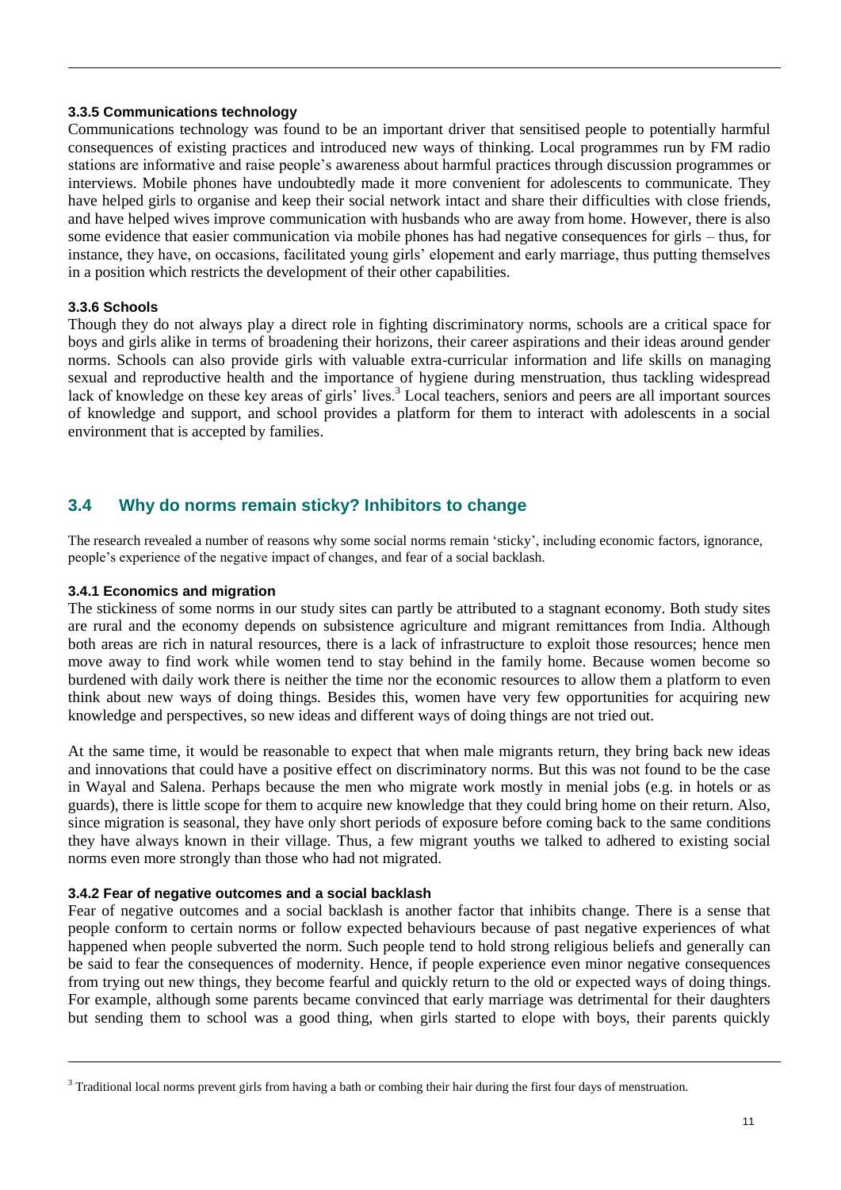#### 3.3.5 Communications technology

Communications technology was found to be an important driver that sensitised people to potentially harmful consequences of existing practices and introduced new ways of thinking. Local programmes run by FM radio stations are informative and raise people's awareness about harmful practices through discussion programmes or interviews. Mobile phones have undoubtedly made it more convenient for adolescents to communicate. They have helped girls to organise and keep their social network intact and share their difficulties with close friends, and have helped wives improve communication with husbands who are away from home. However, there is also some evidence that easier communication via mobile phones has had negative consequences for girls – thus, for instance, they have, on occasions, facilitated young girls' elopement and early marriage, thus putting themselves in a position which restricts the development of their other capabilities.

#### 3.3.6 Schools

Though they do not always play a direct role in fighting discriminatory norms, schools are a critical space for boys and girls alike in terms of broadening their horizons, their career aspirations and their ideas around gender norms. Schools can also provide girls with valuable extra-curricular information and life skills on managing sexual and reproductive health and the importance of hygiene during menstruation, thus tackling widespread lack of knowledge on these key areas of girls' lives.[3] Local teachers, seniors and peers are all important sources of knowledge and support, and school provides a platform for them to interact with adolescents in a social environment that is accepted by families.

## 3.4 Why do norms remain sticky? Inhibitors to change

The research revealed a number of reasons why some social norms remain 'sticky', including economic factors, ignorance, people's experience of the negative impact of changes, and fear of a social backlash.

#### 3.4.1 Economics and migration

The stickiness of some norms in our study sites can partly be attributed to a stagnant economy. Both study sites are rural and the economy depends on subsistence agriculture and migrant remittances from India. Although both areas are rich in natural resources, there is a lack of infrastructure to exploit those resources; hence men move away to find work while women tend to stay behind in the family home. Because women become so burdened with daily work there is neither the time nor the economic resources to allow them a platform to even think about new ways of doing things. Besides this, women have very few opportunities for acquiring new knowledge and perspectives, so new ideas and different ways of doing things are not tried out.

At the same time, it would be reasonable to expect that when male migrants return, they bring back new ideas and innovations that could have a positive effect on discriminatory norms. But this was not found to be the case in Wayal and Salena. Perhaps because the men who migrate work mostly in menial jobs (e.g. in hotels or as guards), there is little scope for them to acquire new knowledge that they could bring home on their return. Also, since migration is seasonal, they have only short periods of exposure before coming back to the same conditions they have always known in their village. Thus, a few migrant youths we talked to adhered to existing social norms even more strongly than those who had not migrated.

#### 3.4.2 Fear of negative outcomes and a social backlash

Fear of negative outcomes and a social backlash is another factor that inhibits change. There is a sense that people conform to certain norms or follow expected behaviours because of past negative experiences of what happened when people subverted the norm. Such people tend to hold strong religious beliefs and generally can be said to fear the consequences of modernity. Hence, if people experience even minor negative consequences from trying out new things, they become fearful and quickly return to the old or expected ways of doing things. For example, although some parents became convinced that early marriage was detrimental for their daughters but sending them to school was a good thing, when girls started to elope with boys, their parents quickly

---

[3] Traditional local norms prevent girls from having a bath or combing their hair during the first four days of menstruation.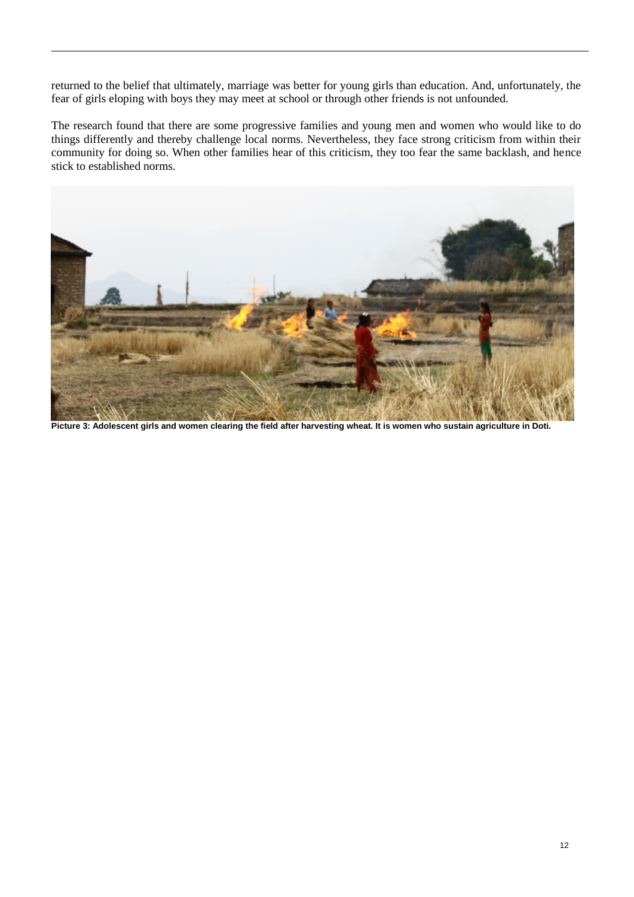returned to the belief that ultimately, marriage was better for young girls than education. And, unfortunately, the fear of girls eloping with boys they may meet at school or through other friends is not unfounded.

The research found that there are some progressive families and young men and women who would like to do things differently and thereby challenge local norms. Nevertheless, they face strong criticism from within their community for doing so. When other families hear of this criticism, they too fear the same backlash, and hence stick to established norms.

**Picture 3: Adolescent girls and women clearing the field after harvesting wheat. It is women who sustain agriculture in Doti.**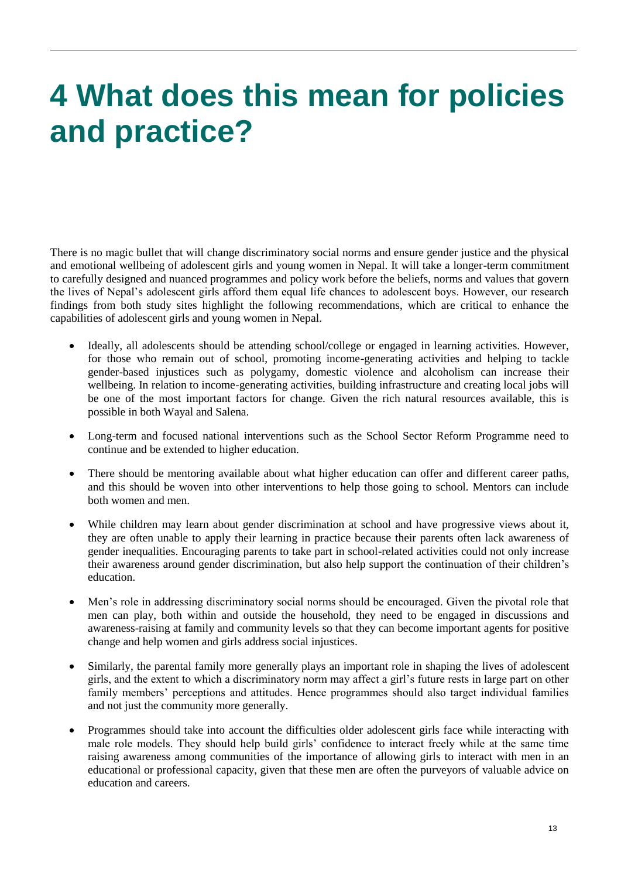# 4 What does this mean for policies and practice?

There is no magic bullet that will change discriminatory social norms and ensure gender justice and the physical and emotional wellbeing of adolescent girls and young women in Nepal. It will take a longer-term commitment to carefully designed and nuanced programmes and policy work before the beliefs, norms and values that govern the lives of Nepal's adolescent girls afford them equal life chances to adolescent boys. However, our research findings from both study sites highlight the following recommendations, which are critical to enhance the capabilities of adolescent girls and young women in Nepal.

- Ideally, all adolescents should be attending school/college or engaged in learning activities. However, for those who remain out of school, promoting income-generating activities and helping to tackle gender-based injustices such as polygamy, domestic violence and alcoholism can increase their wellbeing. In relation to income-generating activities, building infrastructure and creating local jobs will be one of the most important factors for change. Given the rich natural resources available, this is possible in both Wayal and Salena.

- Long-term and focused national interventions such as the School Sector Reform Programme need to continue and be extended to higher education.

- There should be mentoring available about what higher education can offer and different career paths, and this should be woven into other interventions to help those going to school. Mentors can include both women and men.

- While children may learn about gender discrimination at school and have progressive views about it, they are often unable to apply their learning in practice because their parents often lack awareness of gender inequalities. Encouraging parents to take part in school-related activities could not only increase their awareness around gender discrimination, but also help support the continuation of their children's education.

- Men's role in addressing discriminatory social norms should be encouraged. Given the pivotal role that men can play, both within and outside the household, they need to be engaged in discussions and awareness-raising at family and community levels so that they can become important agents for positive change and help women and girls address social injustices.

- Similarly, the parental family more generally plays an important role in shaping the lives of adolescent girls, and the extent to which a discriminatory norm may affect a girl's future rests in large part on other family members' perceptions and attitudes. Hence programmes should also target individual families and not just the community more generally.

- Programmes should take into account the difficulties older adolescent girls face while interacting with male role models. They should help build girls' confidence to interact freely while at the same time raising awareness among communities of the importance of allowing girls to interact with men in an educational or professional capacity, given that these men are often the purveyors of valuable advice on education and careers.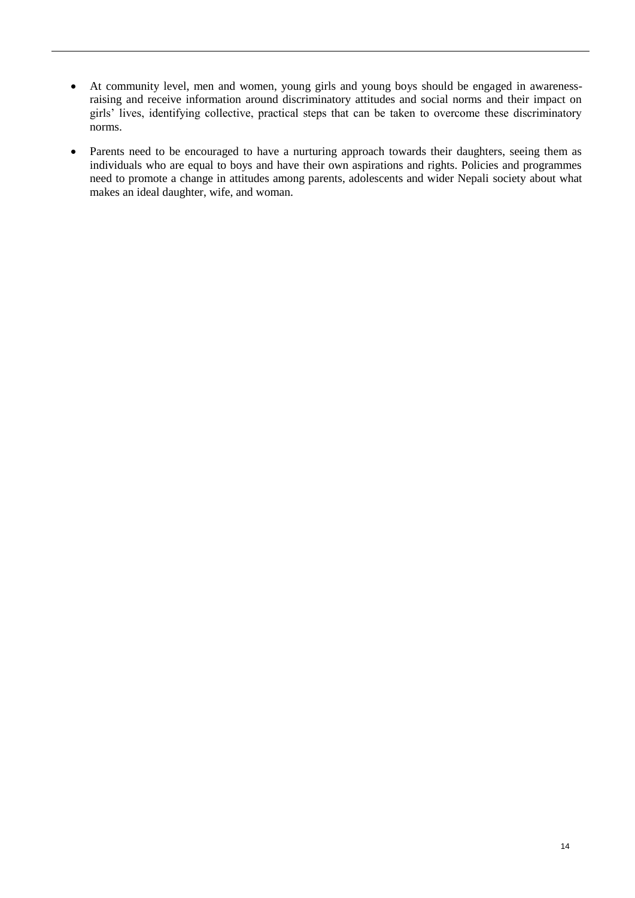- At community level, men and women, young girls and young boys should be engaged in awareness-raising and receive information around discriminatory attitudes and social norms and their impact on girls' lives, identifying collective, practical steps that can be taken to overcome these discriminatory norms.
- Parents need to be encouraged to have a nurturing approach towards their daughters, seeing them as individuals who are equal to boys and have their own aspirations and rights. Policies and programmes need to promote a change in attitudes among parents, adolescents and wider Nepali society about what makes an ideal daughter, wife, and woman.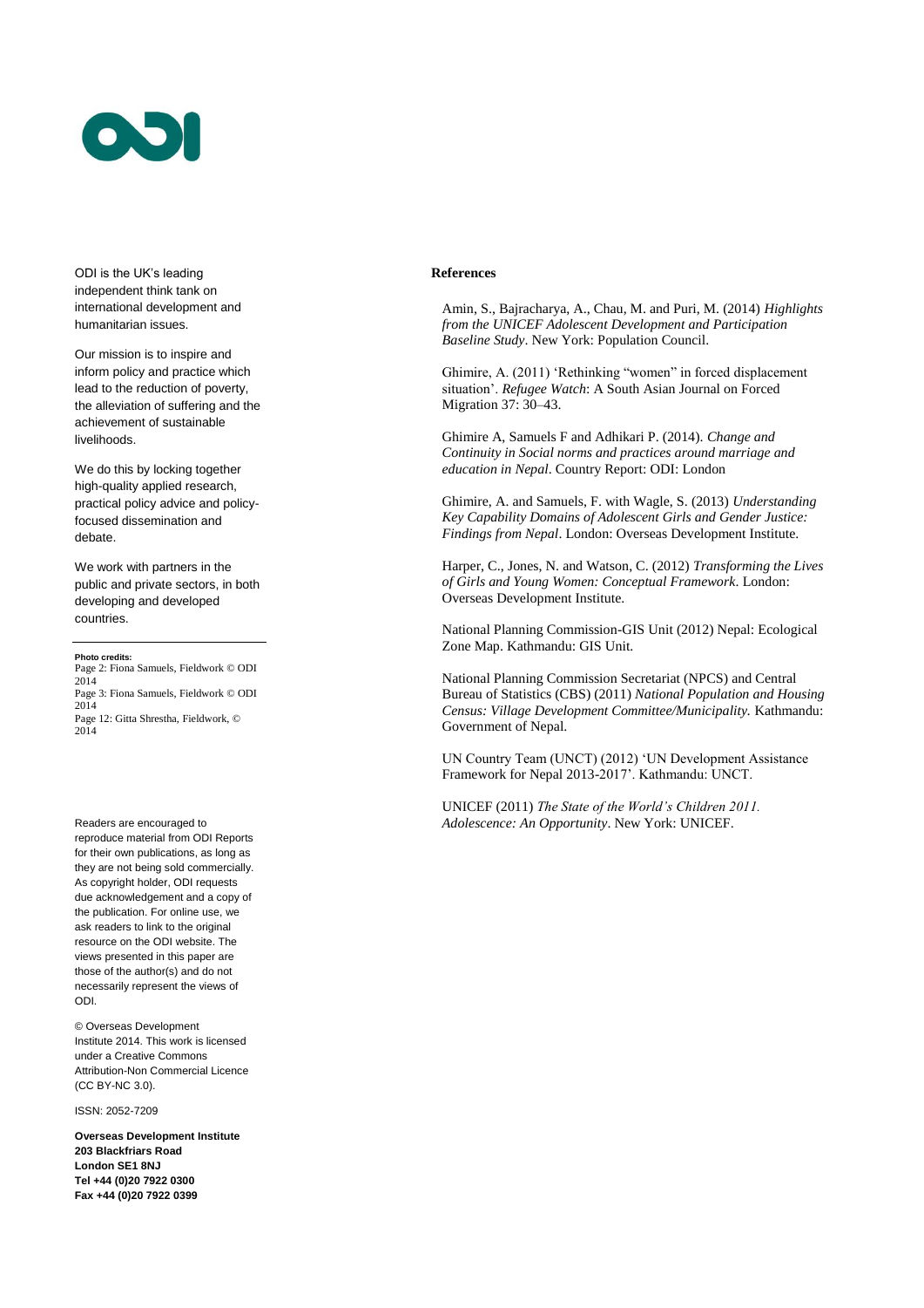ODI is the UK's leading independent think tank on international development and humanitarian issues.

Our mission is to inspire and inform policy and practice which lead to the reduction of poverty, the alleviation of suffering and the achievement of sustainable livelihoods.

We do this by locking together high-quality applied research, practical policy advice and policy-focused dissemination and debate.

We work with partners in the public and private sectors, in both developing and developed countries.

**Photo credits:**
Page 2: Fiona Samuels, Fieldwork © ODI 2014
Page 3: Fiona Samuels, Fieldwork © ODI 2014
Page 12: Gitta Shrestha, Fieldwork, © 2014

Readers are encouraged to reproduce material from ODI Reports for their own publications, as long as they are not being sold commercially. As copyright holder, ODI requests due acknowledgement and a copy of the publication. For online use, we ask readers to link to the original resource on the ODI website. The views presented in this paper are those of the author(s) and do not necessarily represent the views of ODI.

© Overseas Development Institute 2014. This work is licensed under a Creative Commons Attribution-Non Commercial Licence (CC BY-NC 3.0).

ISSN: 2052-7209

**Overseas Development Institute**
**203 Blackfriars Road**
**London SE1 8NJ**
**Tel +44 (0)20 7922 0300**
**Fax +44 (0)20 7922 0399**

**References**

Amin, S., Bajracharya, A., Chau, M. and Puri, M. (2014) *Highlights from the UNICEF Adolescent Development and Participation Baseline Study*. New York: Population Council.

Ghimire, A. (2011) 'Rethinking "women" in forced displacement situation'. *Refugee Watch*: A South Asian Journal on Forced Migration 37: 30–43.

Ghimire A, Samuels F and Adhikari P. (2014). *Change and Continuity in Social norms and practices around marriage and education in Nepal*. Country Report: ODI: London

Ghimire, A. and Samuels, F. with Wagle, S. (2013) *Understanding Key Capability Domains of Adolescent Girls and Gender Justice: Findings from Nepal*. London: Overseas Development Institute.

Harper, C., Jones, N. and Watson, C. (2012) *Transforming the Lives of Girls and Young Women: Conceptual Framework*. London: Overseas Development Institute.

National Planning Commission-GIS Unit (2012) Nepal: Ecological Zone Map. Kathmandu: GIS Unit.

National Planning Commission Secretariat (NPCS) and Central Bureau of Statistics (CBS) (2011) *National Population and Housing Census: Village Development Committee/Municipality.* Kathmandu: Government of Nepal.

UN Country Team (UNCT) (2012) 'UN Development Assistance Framework for Nepal 2013-2017'. Kathmandu: UNCT.

UNICEF (2011) *The State of the World's Children 2011. Adolescence: An Opportunity*. New York: UNICEF.